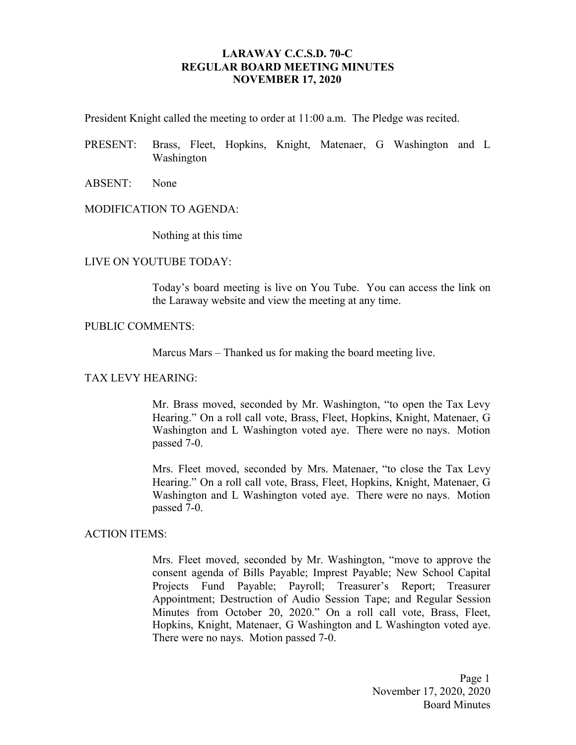# LARAWAY C.C.S.D. 70-C
## REGULAR BOARD MEETING MINUTES
## NOVEMBER 17, 2020

President Knight called the meeting to order at 11:00 a.m. The Pledge was recited.

PRESENT: Brass, Fleet, Hopkins, Knight, Matenaer, G Washington and L Washington

ABSENT: None

MODIFICATION TO AGENDA:

Nothing at this time

LIVE ON YOUTUBE TODAY:

Today's board meeting is live on You Tube. You can access the link on the Laraway website and view the meeting at any time.

PUBLIC COMMENTS:

Marcus Mars – Thanked us for making the board meeting live.

TAX LEVY HEARING:

Mr. Brass moved, seconded by Mr. Washington, "to open the Tax Levy Hearing." On a roll call vote, Brass, Fleet, Hopkins, Knight, Matenaer, G Washington and L Washington voted aye. There were no nays. Motion passed 7-0.

Mrs. Fleet moved, seconded by Mrs. Matenaer, "to close the Tax Levy Hearing." On a roll call vote, Brass, Fleet, Hopkins, Knight, Matenaer, G Washington and L Washington voted aye. There were no nays. Motion passed 7-0.

ACTION ITEMS:

Mrs. Fleet moved, seconded by Mr. Washington, "move to approve the consent agenda of Bills Payable; Imprest Payable; New School Capital Projects Fund Payable; Payroll; Treasurer's Report; Treasurer Appointment; Destruction of Audio Session Tape; and Regular Session Minutes from October 20, 2020." On a roll call vote, Brass, Fleet, Hopkins, Knight, Matenaer, G Washington and L Washington voted aye. There were no nays. Motion passed 7-0.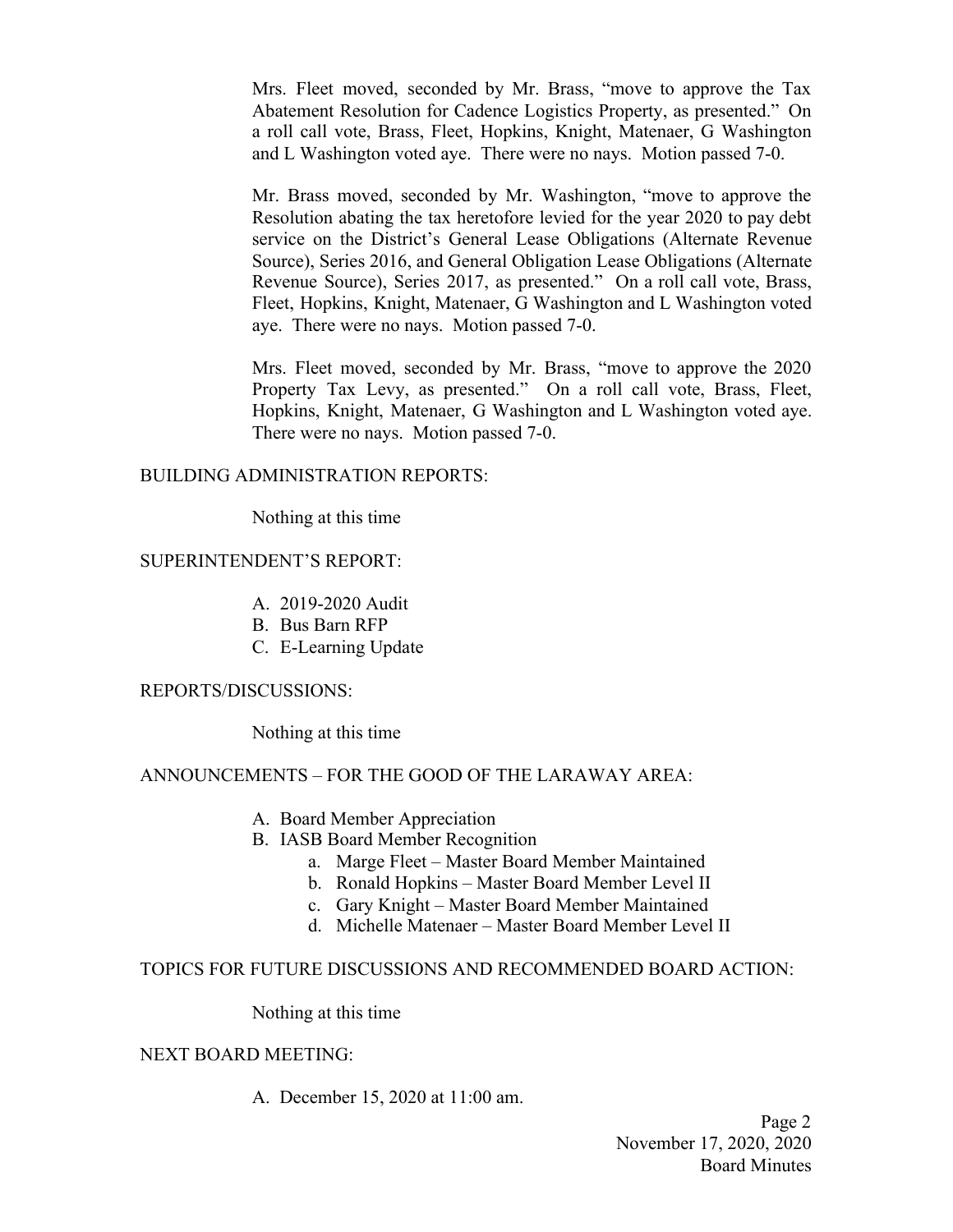Mrs. Fleet moved, seconded by Mr. Brass, "move to approve the Tax Abatement Resolution for Cadence Logistics Property, as presented." On a roll call vote, Brass, Fleet, Hopkins, Knight, Matenaer, G Washington and L Washington voted aye. There were no nays. Motion passed 7-0.

Mr. Brass moved, seconded by Mr. Washington, "move to approve the Resolution abating the tax heretofore levied for the year 2020 to pay debt service on the District's General Lease Obligations (Alternate Revenue Source), Series 2016, and General Obligation Lease Obligations (Alternate Revenue Source), Series 2017, as presented." On a roll call vote, Brass, Fleet, Hopkins, Knight, Matenaer, G Washington and L Washington voted aye. There were no nays. Motion passed 7-0.

Mrs. Fleet moved, seconded by Mr. Brass, "move to approve the 2020 Property Tax Levy, as presented." On a roll call vote, Brass, Fleet, Hopkins, Knight, Matenaer, G Washington and L Washington voted aye. There were no nays. Motion passed 7-0.

BUILDING ADMINISTRATION REPORTS:

Nothing at this time

SUPERINTENDENT'S REPORT:

A. 2019-2020 Audit
B. Bus Barn RFP
C. E-Learning Update

REPORTS/DISCUSSIONS:

Nothing at this time

ANNOUNCEMENTS – FOR THE GOOD OF THE LARAWAY AREA:

A. Board Member Appreciation
B. IASB Board Member Recognition
   a. Marge Fleet – Master Board Member Maintained
   b. Ronald Hopkins – Master Board Member Level II
   c. Gary Knight – Master Board Member Maintained
   d. Michelle Matenaer – Master Board Member Level II

TOPICS FOR FUTURE DISCUSSIONS AND RECOMMENDED BOARD ACTION:

Nothing at this time

NEXT BOARD MEETING:

A. December 15, 2020 at 11:00 am.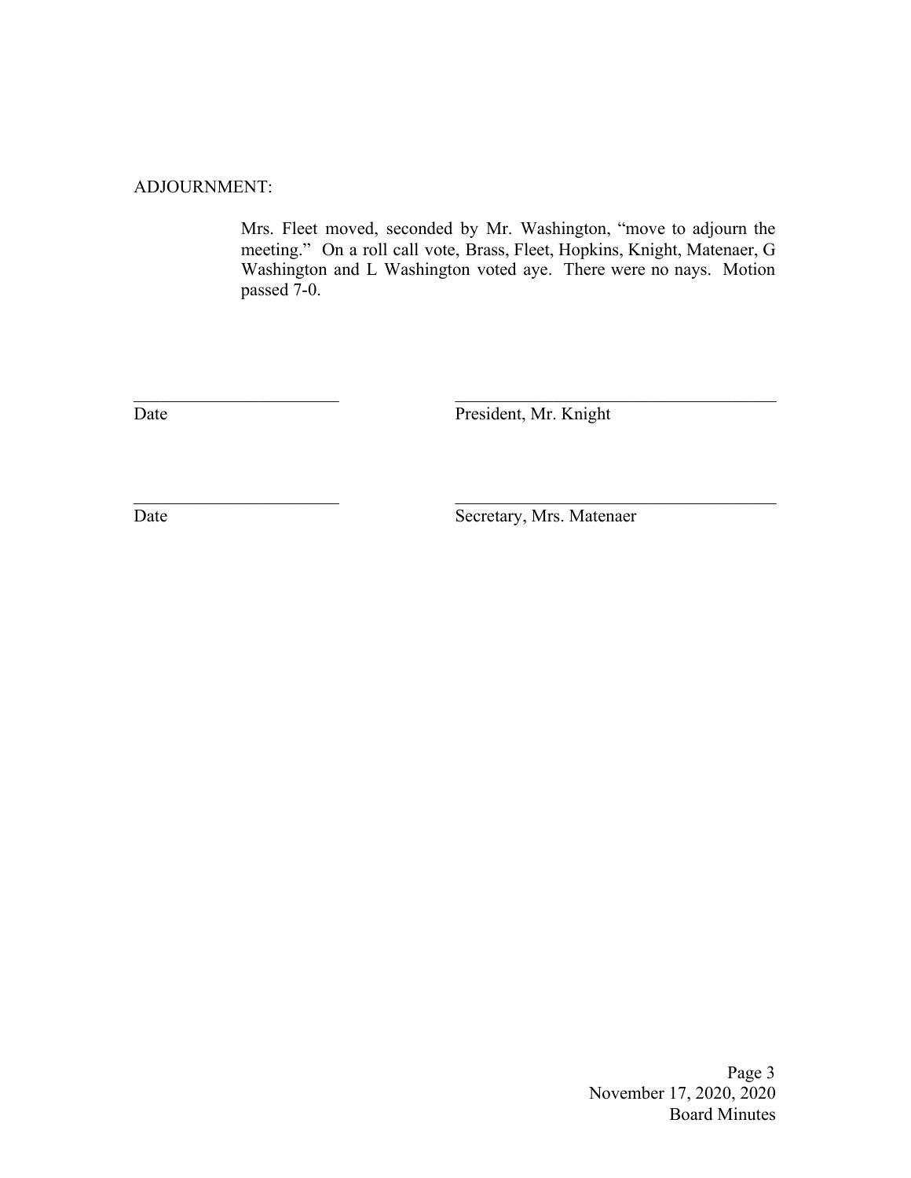ADJOURNMENT:

Mrs. Fleet moved, seconded by Mr. Washington, "move to adjourn the meeting." On a roll call vote, Brass, Fleet, Hopkins, Knight, Matenaer, G Washington and L Washington voted aye. There were no nays. Motion passed 7-0.

| | |
|---|---|
| \_\_\_\_\_\_\_\_\_\_\_\_\_\_\_\_\_\_\_\_\_\_\_\_ | \_\_\_\_\_\_\_\_\_\_\_\_\_\_\_\_\_\_\_\_\_\_\_\_\_\_\_\_\_\_\_\_\_\_\_\_\_\_ |
| Date | President, Mr. Knight |
| \_\_\_\_\_\_\_\_\_\_\_\_\_\_\_\_\_\_\_\_\_\_\_\_ | \_\_\_\_\_\_\_\_\_\_\_\_\_\_\_\_\_\_\_\_\_\_\_\_\_\_\_\_\_\_\_\_\_\_\_\_\_\_ |
| Date | Secretary, Mrs. Matenaer |